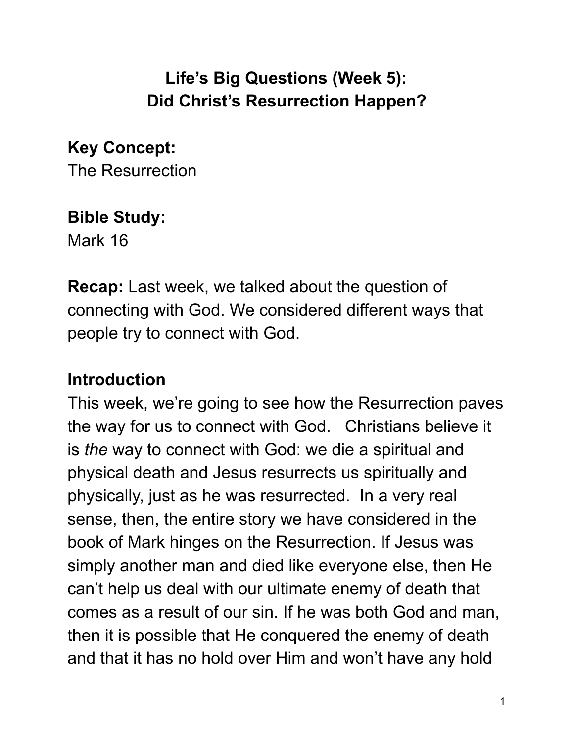# Life's Big Questions (Week 5):
# Did Christ's Resurrection Happen?

**Key Concept:**
The Resurrection

**Bible Study:**
Mark 16

**Recap:** Last week, we talked about the question of connecting with God. We considered different ways that people try to connect with God.

## Introduction

This week, we're going to see how the Resurrection paves the way for us to connect with God. Christians believe it is *the* way to connect with God: we die a spiritual and physical death and Jesus resurrects us spiritually and physically, just as he was resurrected. In a very real sense, then, the entire story we have considered in the book of Mark hinges on the Resurrection. If Jesus was simply another man and died like everyone else, then He can't help us deal with our ultimate enemy of death that comes as a result of our sin. If he was both God and man, then it is possible that He conquered the enemy of death and that it has no hold over Him and won't have any hold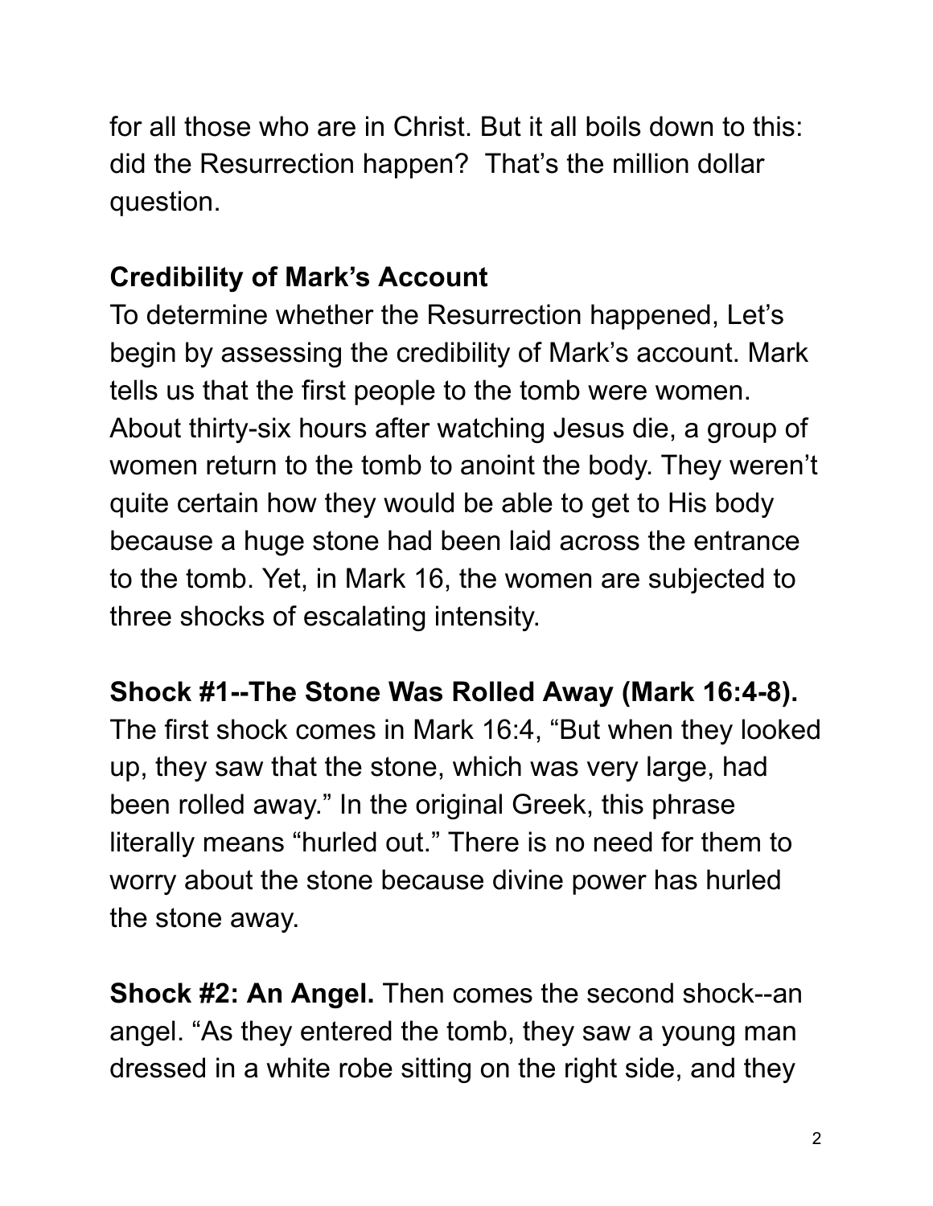for all those who are in Christ. But it all boils down to this: did the Resurrection happen? That's the million dollar question.

**Credibility of Mark's Account**

To determine whether the Resurrection happened, Let's begin by assessing the credibility of Mark's account. Mark tells us that the first people to the tomb were women. About thirty-six hours after watching Jesus die, a group of women return to the tomb to anoint the body. They weren't quite certain how they would be able to get to His body because a huge stone had been laid across the entrance to the tomb. Yet, in Mark 16, the women are subjected to three shocks of escalating intensity.

**Shock #1--The Stone Was Rolled Away (Mark 16:4-8).** The first shock comes in Mark 16:4, "But when they looked up, they saw that the stone, which was very large, had been rolled away." In the original Greek, this phrase literally means "hurled out." There is no need for them to worry about the stone because divine power has hurled the stone away.

**Shock #2: An Angel.** Then comes the second shock--an angel. "As they entered the tomb, they saw a young man dressed in a white robe sitting on the right side, and they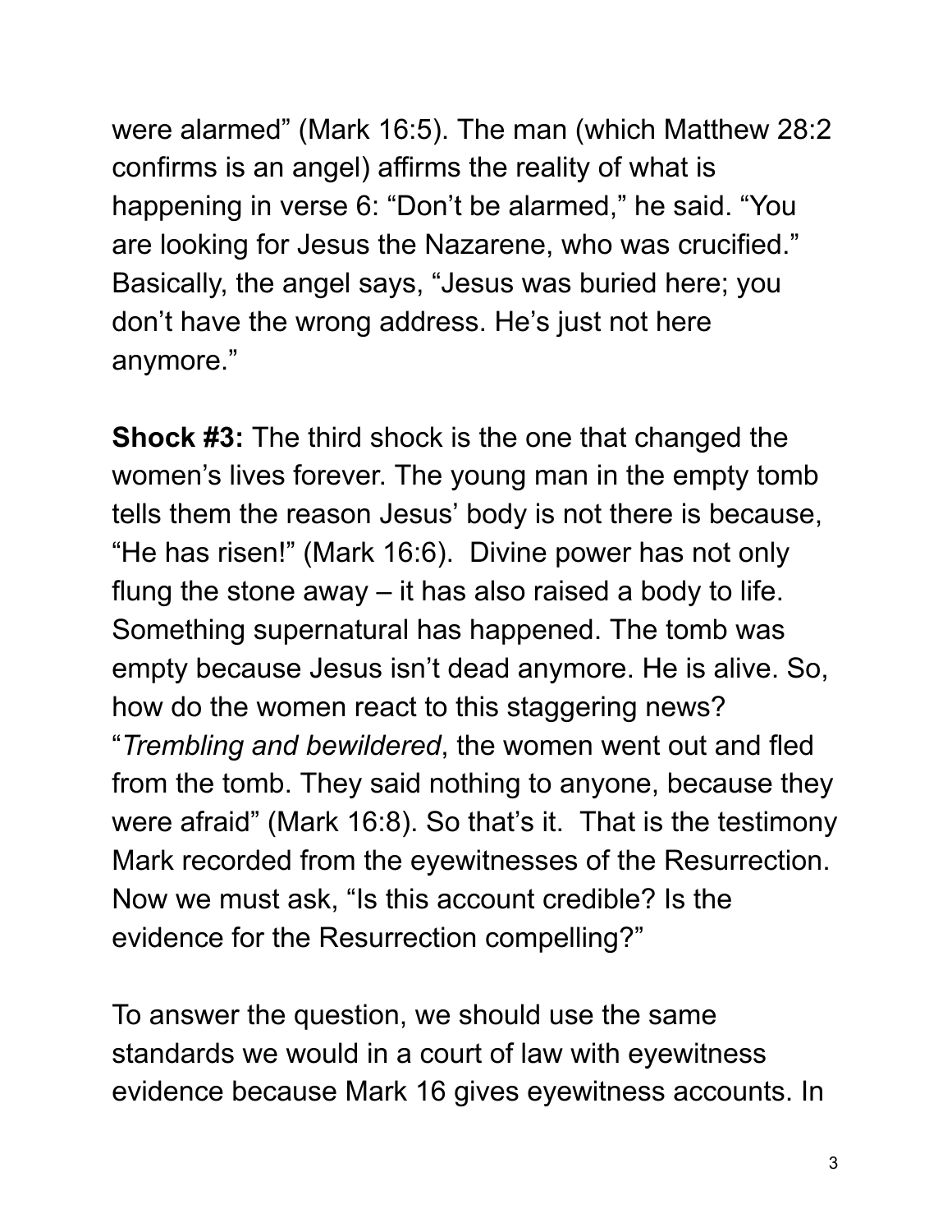were alarmed" (Mark 16:5). The man (which Matthew 28:2 confirms is an angel) affirms the reality of what is happening in verse 6: "Don't be alarmed," he said. "You are looking for Jesus the Nazarene, who was crucified." Basically, the angel says, "Jesus was buried here; you don't have the wrong address. He's just not here anymore."

**Shock #3:** The third shock is the one that changed the women's lives forever. The young man in the empty tomb tells them the reason Jesus' body is not there is because, "He has risen!" (Mark 16:6). Divine power has not only flung the stone away – it has also raised a body to life. Something supernatural has happened. The tomb was empty because Jesus isn't dead anymore. He is alive. So, how do the women react to this staggering news? "*Trembling and bewildered*, the women went out and fled from the tomb. They said nothing to anyone, because they were afraid" (Mark 16:8). So that's it. That is the testimony Mark recorded from the eyewitnesses of the Resurrection. Now we must ask, "Is this account credible? Is the evidence for the Resurrection compelling?"

To answer the question, we should use the same standards we would in a court of law with eyewitness evidence because Mark 16 gives eyewitness accounts. In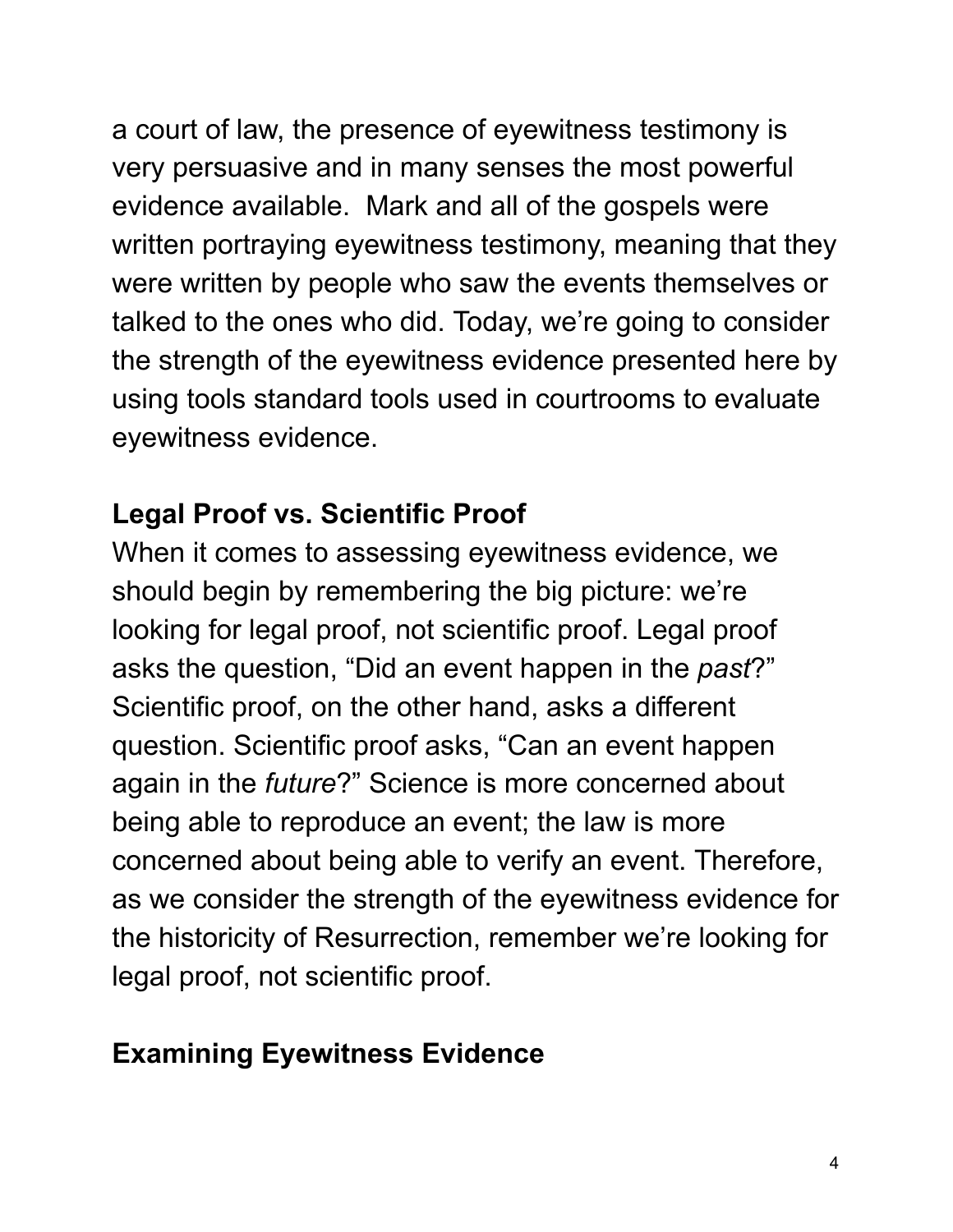a court of law, the presence of eyewitness testimony is very persuasive and in many senses the most powerful evidence available.  Mark and all of the gospels were written portraying eyewitness testimony, meaning that they were written by people who saw the events themselves or talked to the ones who did. Today, we're going to consider the strength of the eyewitness evidence presented here by using tools standard tools used in courtrooms to evaluate eyewitness evidence.

### Legal Proof vs. Scientific Proof

When it comes to assessing eyewitness evidence, we should begin by remembering the big picture: we're looking for legal proof, not scientific proof. Legal proof asks the question, "Did an event happen in the *past*?" Scientific proof, on the other hand, asks a different question. Scientific proof asks, "Can an event happen again in the *future*?" Science is more concerned about being able to reproduce an event; the law is more concerned about being able to verify an event. Therefore, as we consider the strength of the eyewitness evidence for the historicity of Resurrection, remember we're looking for legal proof, not scientific proof.

### Examining Eyewitness Evidence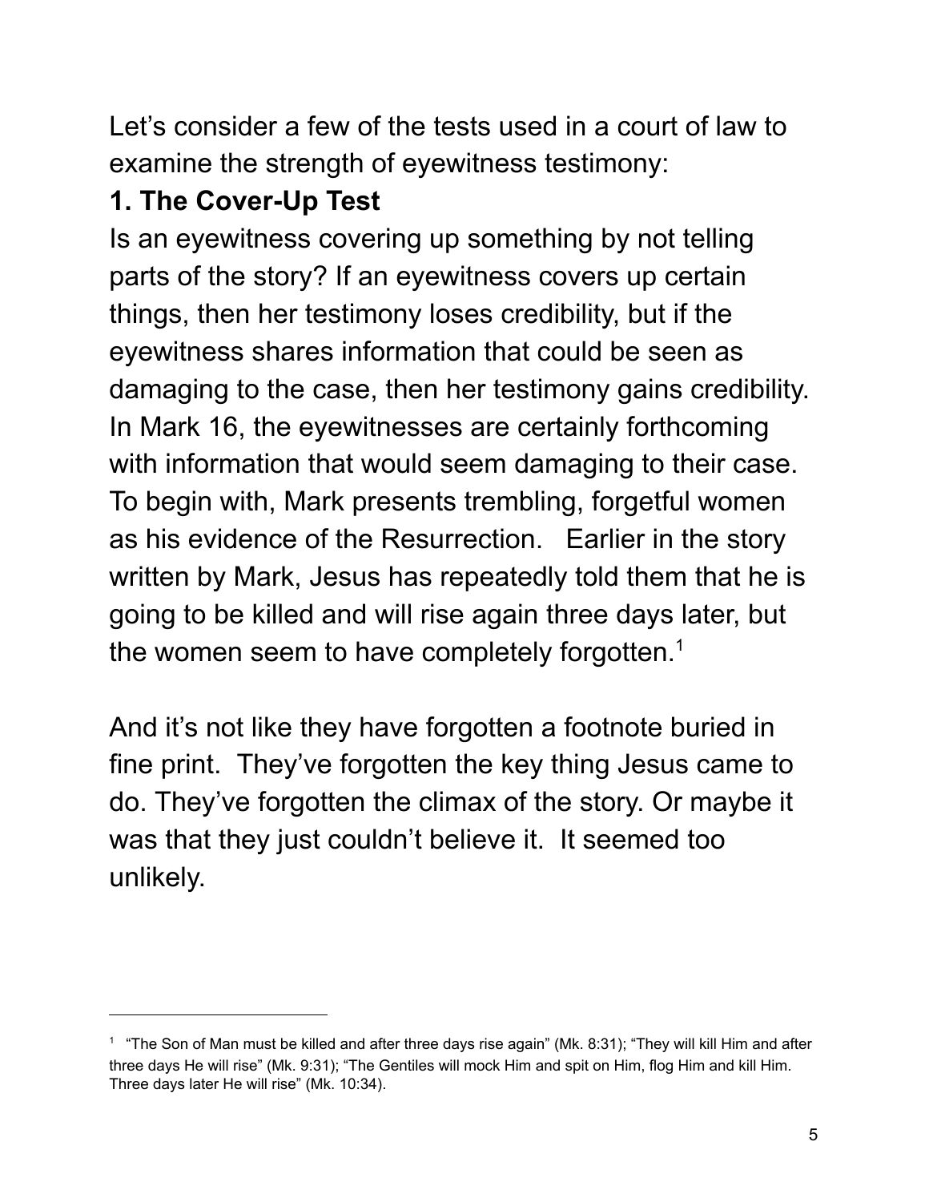Let's consider a few of the tests used in a court of law to examine the strength of eyewitness testimony:

**1. The Cover-Up Test**

Is an eyewitness covering up something by not telling parts of the story? If an eyewitness covers up certain things, then her testimony loses credibility, but if the eyewitness shares information that could be seen as damaging to the case, then her testimony gains credibility. In Mark 16, the eyewitnesses are certainly forthcoming with information that would seem damaging to their case. To begin with, Mark presents trembling, forgetful women as his evidence of the Resurrection. Earlier in the story written by Mark, Jesus has repeatedly told them that he is going to be killed and will rise again three days later, but the women seem to have completely forgotten.[1]

And it's not like they have forgotten a footnote buried in fine print. They've forgotten the key thing Jesus came to do. They've forgotten the climax of the story. Or maybe it was that they just couldn't believe it. It seemed too unlikely.

---

[1] "The Son of Man must be killed and after three days rise again" (Mk. 8:31); "They will kill Him and after three days He will rise" (Mk. 9:31); "The Gentiles will mock Him and spit on Him, flog Him and kill Him. Three days later He will rise" (Mk. 10:34).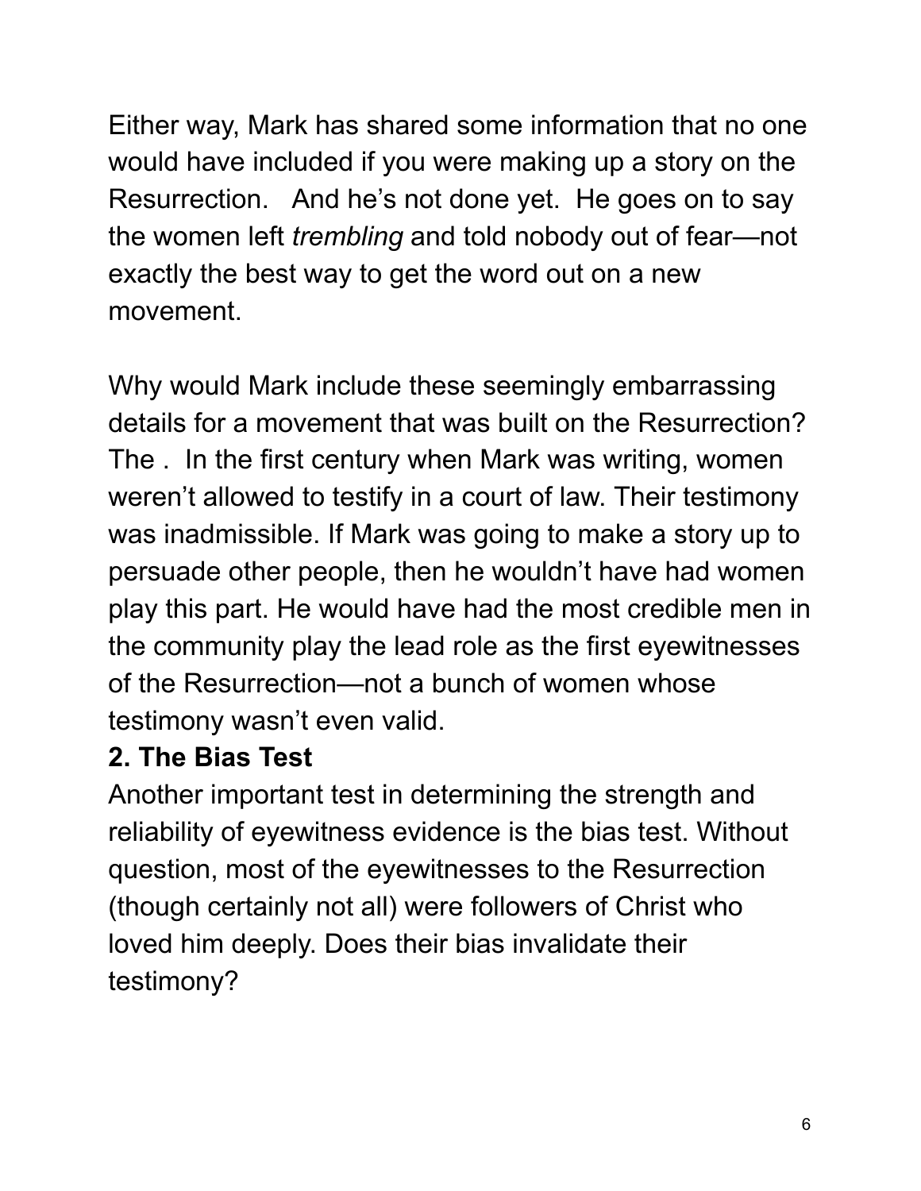Either way, Mark has shared some information that no one would have included if you were making up a story on the Resurrection.   And he's not done yet.  He goes on to say the women left *trembling* and told nobody out of fear—not exactly the best way to get the word out on a new movement.

Why would Mark include these seemingly embarrassing details for a movement that was built on the Resurrection? The .  In the first century when Mark was writing, women weren't allowed to testify in a court of law. Their testimony was inadmissible. If Mark was going to make a story up to persuade other people, then he wouldn't have had women play this part. He would have had the most credible men in the community play the lead role as the first eyewitnesses of the Resurrection—not a bunch of women whose testimony wasn't even valid.

**2. The Bias Test**

Another important test in determining the strength and reliability of eyewitness evidence is the bias test. Without question, most of the eyewitnesses to the Resurrection (though certainly not all) were followers of Christ who loved him deeply. Does their bias invalidate their testimony?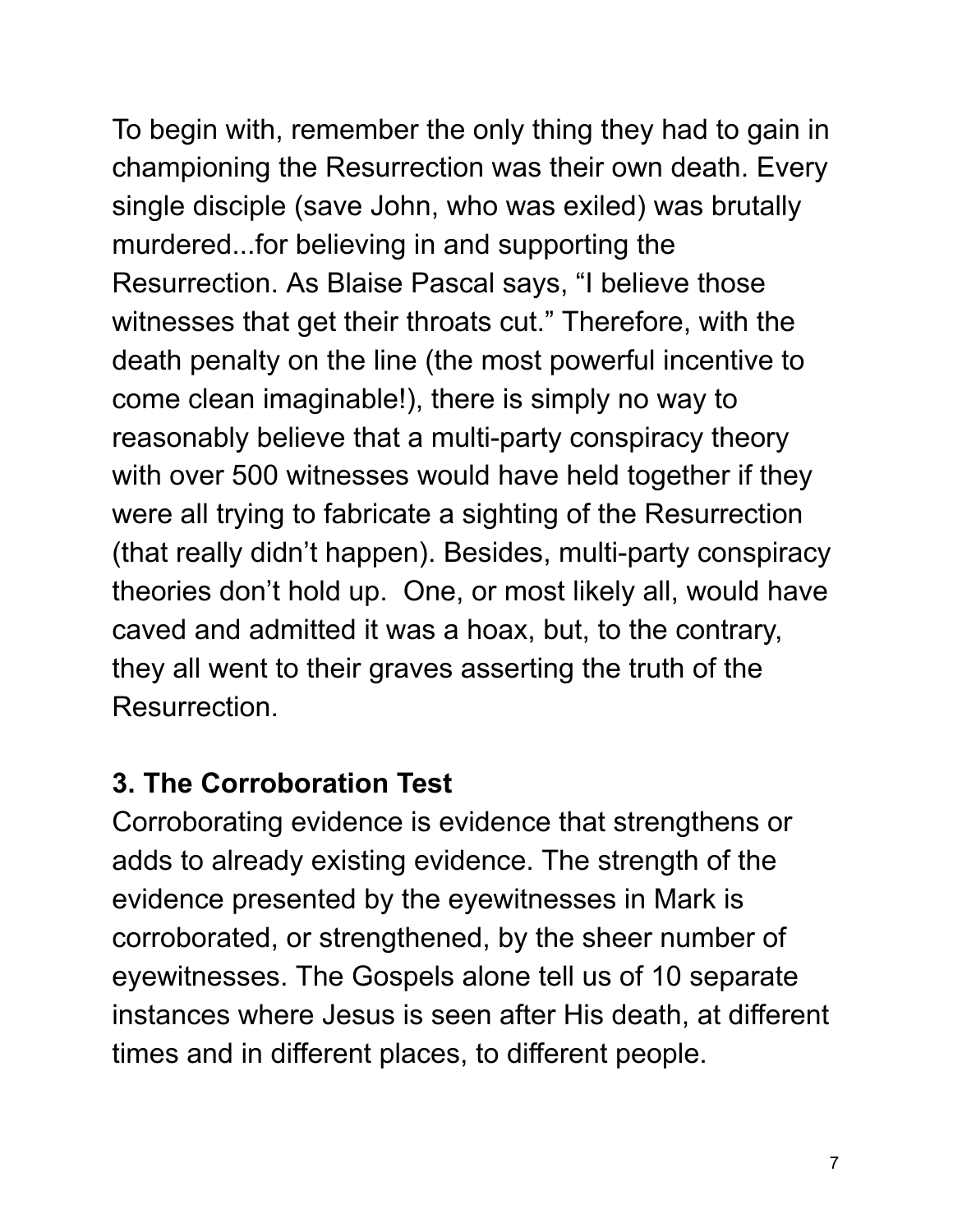To begin with, remember the only thing they had to gain in championing the Resurrection was their own death. Every single disciple (save John, who was exiled) was brutally murdered...for believing in and supporting the Resurrection. As Blaise Pascal says, “I believe those witnesses that get their throats cut.” Therefore, with the death penalty on the line (the most powerful incentive to come clean imaginable!), there is simply no way to reasonably believe that a multi-party conspiracy theory with over 500 witnesses would have held together if they were all trying to fabricate a sighting of the Resurrection (that really didn’t happen). Besides, multi-party conspiracy theories don’t hold up.  One, or most likely all, would have caved and admitted it was a hoax, but, to the contrary, they all went to their graves asserting the truth of the Resurrection.

### 3. The Corroboration Test

Corroborating evidence is evidence that strengthens or adds to already existing evidence. The strength of the evidence presented by the eyewitnesses in Mark is corroborated, or strengthened, by the sheer number of eyewitnesses. The Gospels alone tell us of 10 separate instances where Jesus is seen after His death, at different times and in different places, to different people.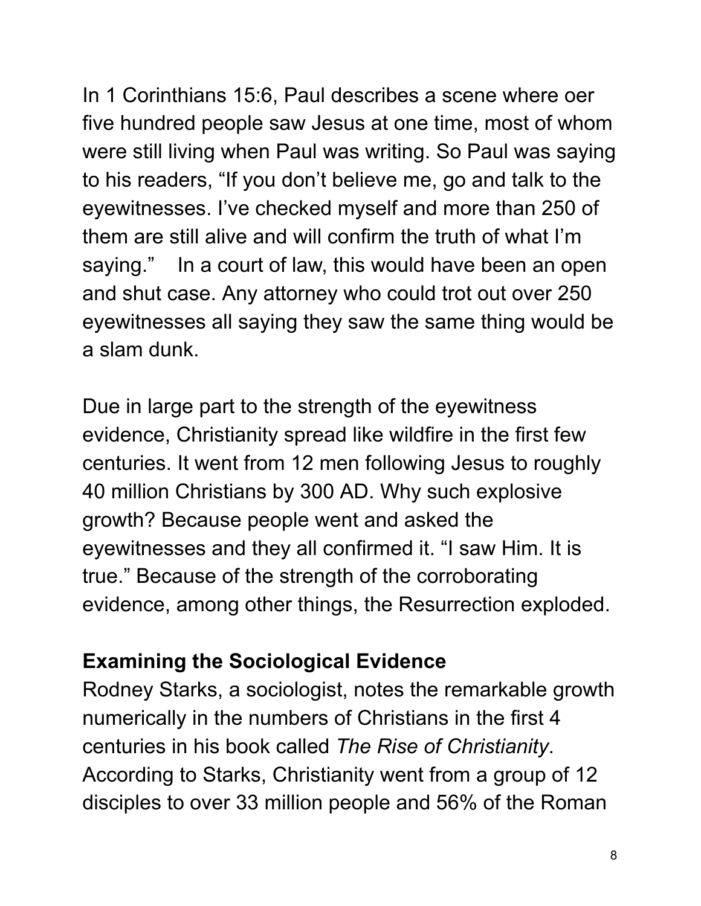In 1 Corinthians 15:6, Paul describes a scene where oer five hundred people saw Jesus at one time, most of whom were still living when Paul was writing. So Paul was saying to his readers, "If you don't believe me, go and talk to the eyewitnesses. I've checked myself and more than 250 of them are still alive and will confirm the truth of what I'm saying."   In a court of law, this would have been an open and shut case. Any attorney who could trot out over 250 eyewitnesses all saying they saw the same thing would be a slam dunk.

Due in large part to the strength of the eyewitness evidence, Christianity spread like wildfire in the first few centuries. It went from 12 men following Jesus to roughly 40 million Christians by 300 AD. Why such explosive growth? Because people went and asked the eyewitnesses and they all confirmed it. "I saw Him. It is true." Because of the strength of the corroborating evidence, among other things, the Resurrection exploded.

**Examining the Sociological Evidence**

Rodney Starks, a sociologist, notes the remarkable growth numerically in the numbers of Christians in the first 4 centuries in his book called *The Rise of Christianity*. According to Starks, Christianity went from a group of 12 disciples to over 33 million people and 56% of the Roman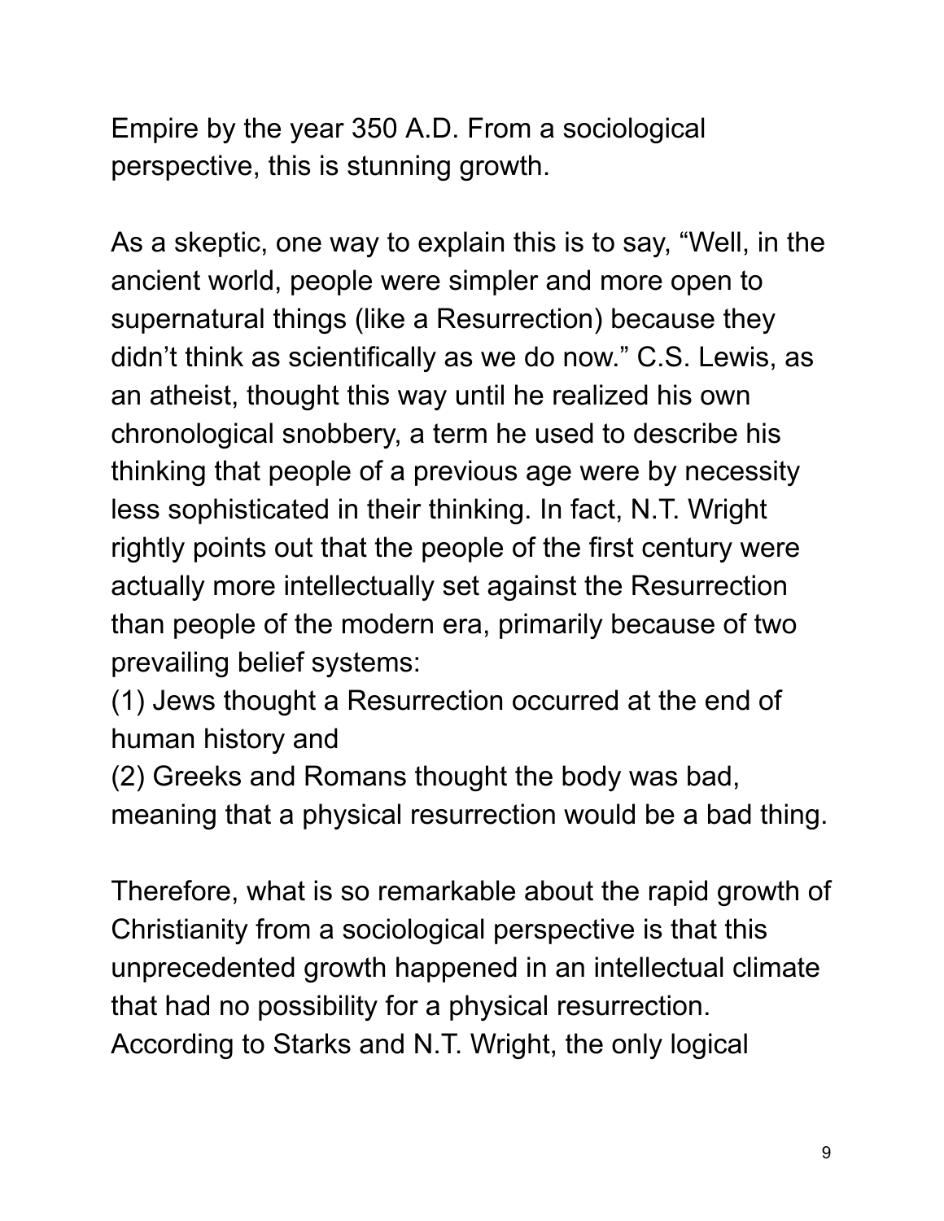Empire by the year 350 A.D. From a sociological perspective, this is stunning growth.

As a skeptic, one way to explain this is to say, "Well, in the ancient world, people were simpler and more open to supernatural things (like a Resurrection) because they didn't think as scientifically as we do now." C.S. Lewis, as an atheist, thought this way until he realized his own chronological snobbery, a term he used to describe his thinking that people of a previous age were by necessity less sophisticated in their thinking. In fact, N.T. Wright rightly points out that the people of the first century were actually more intellectually set against the Resurrection than people of the modern era, primarily because of two prevailing belief systems:
(1) Jews thought a Resurrection occurred at the end of human history and
(2) Greeks and Romans thought the body was bad, meaning that a physical resurrection would be a bad thing.

Therefore, what is so remarkable about the rapid growth of Christianity from a sociological perspective is that this unprecedented growth happened in an intellectual climate that had no possibility for a physical resurrection. According to Starks and N.T. Wright, the only logical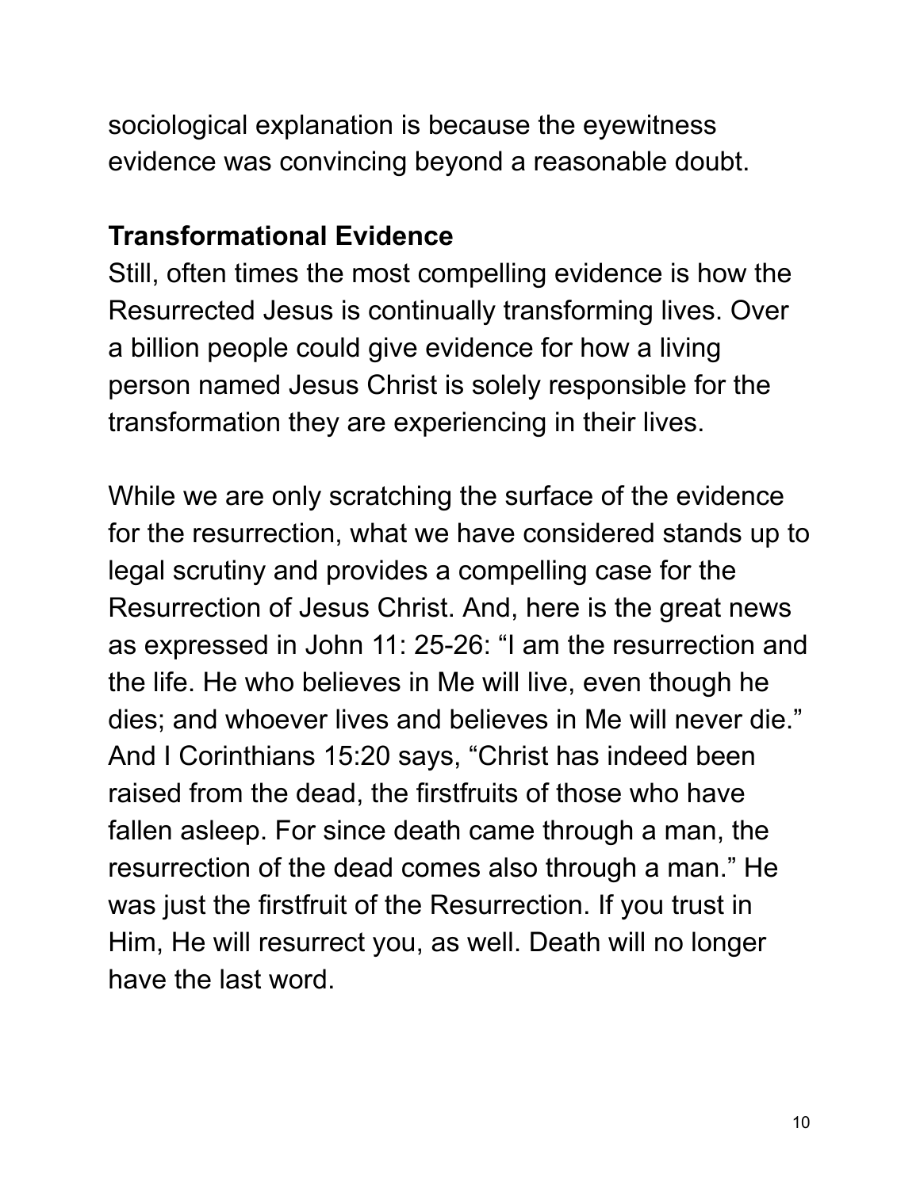sociological explanation is because the eyewitness evidence was convincing beyond a reasonable doubt.

**Transformational Evidence**

Still, often times the most compelling evidence is how the Resurrected Jesus is continually transforming lives. Over a billion people could give evidence for how a living person named Jesus Christ is solely responsible for the transformation they are experiencing in their lives.

While we are only scratching the surface of the evidence for the resurrection, what we have considered stands up to legal scrutiny and provides a compelling case for the Resurrection of Jesus Christ. And, here is the great news as expressed in John 11: 25-26: "I am the resurrection and the life. He who believes in Me will live, even though he dies; and whoever lives and believes in Me will never die." And I Corinthians 15:20 says, "Christ has indeed been raised from the dead, the firstfruits of those who have fallen asleep. For since death came through a man, the resurrection of the dead comes also through a man." He was just the firstfruit of the Resurrection. If you trust in Him, He will resurrect you, as well. Death will no longer have the last word.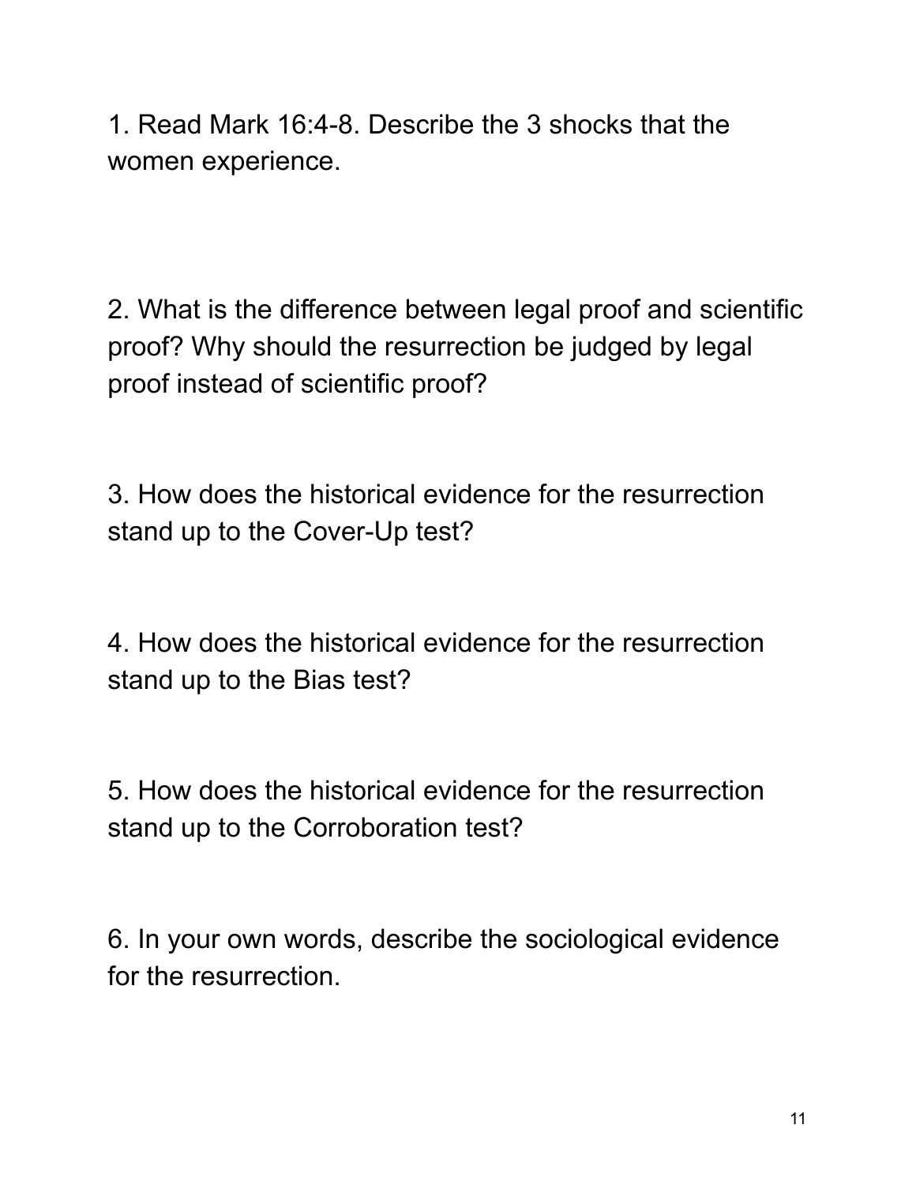1. Read Mark 16:4-8. Describe the 3 shocks that the women experience.

2. What is the difference between legal proof and scientific proof? Why should the resurrection be judged by legal proof instead of scientific proof?

3. How does the historical evidence for the resurrection stand up to the Cover-Up test?

4. How does the historical evidence for the resurrection stand up to the Bias test?

5. How does the historical evidence for the resurrection stand up to the Corroboration test?

6. In your own words, describe the sociological evidence for the resurrection.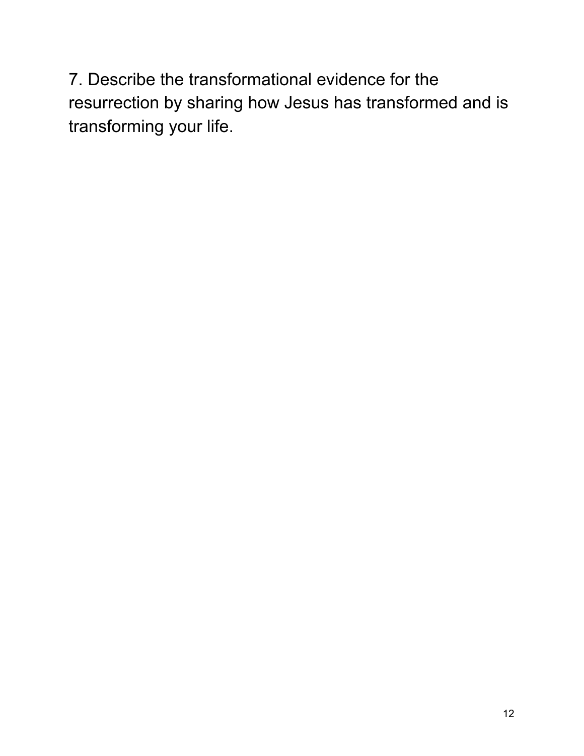7. Describe the transformational evidence for the resurrection by sharing how Jesus has transformed and is transforming your life.